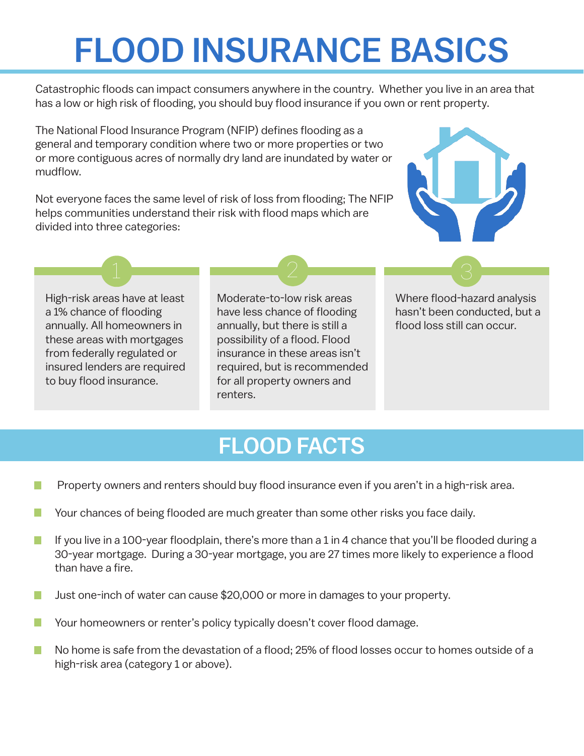# FLOOD INSURANCE BASICS

Catastrophic floods can impact consumers anywhere in the country. Whether you live in an area that has a low or high risk of flooding, you should buy flood insurance if you own or rent property.

The National Flood Insurance Program (NFIP) defines flooding as a general and temporary condition where two or more properties or two or more contiguous acres of normally dry land are inundated by water or mudflow.

Not everyone faces the same level of risk of loss from flooding; The NFIP helps communities understand their risk with flood maps which are divided into three categories:

1. High-risk areas have at least a 1% chance of flooding annually. All homeowners in these areas with mortgages from federally regulated or insured lenders are required to buy flood insurance.

2. Moderate-to-low risk areas have less chance of flooding annually, but there is still a possibility of a flood. Flood insurance in these areas isn't required, but is recommended for all property owners and renters.

3. Where flood-hazard analysis hasn't been conducted, but a flood loss still can occur.

## FLOOD FACTS

- Property owners and renters should buy flood insurance even if you aren't in a high-risk area.
- Your chances of being flooded are much greater than some other risks you face daily.
- If you live in a 100-year floodplain, there's more than a 1 in 4 chance that you'll be flooded during a 30-year mortgage. During a 30-year mortgage, you are 27 times more likely to experience a flood than have a fire.
- Just one-inch of water can cause $20,000 or more in damages to your property.
- Your homeowners or renter's policy typically doesn't cover flood damage.
- No home is safe from the devastation of a flood; 25% of flood losses occur to homes outside of a high-risk area (category 1 or above).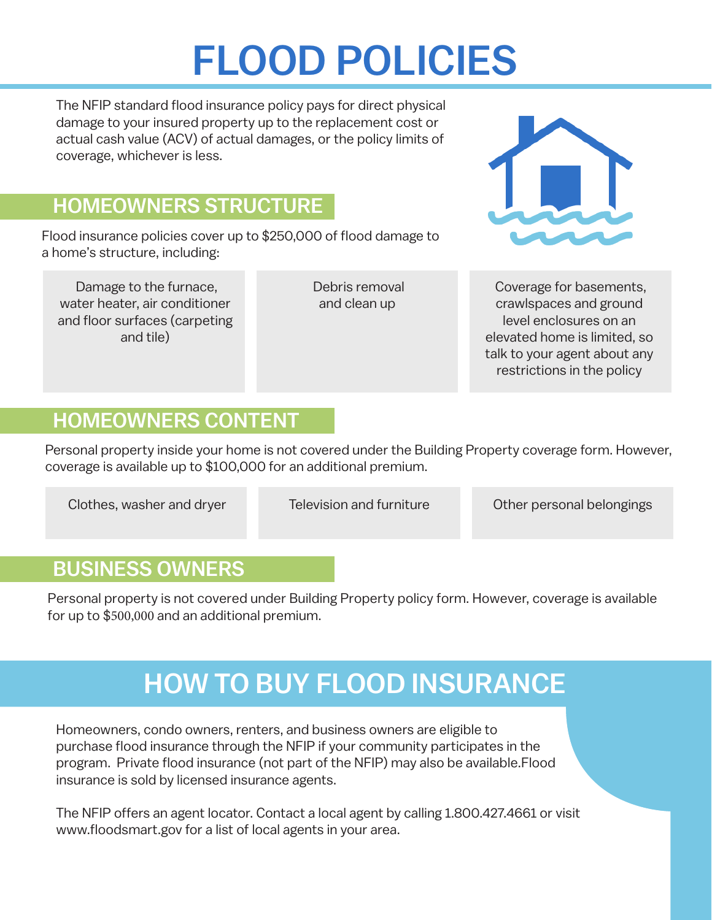# FLOOD POLICIES

The NFIP standard flood insurance policy pays for direct physical damage to your insured property up to the replacement cost or actual cash value (ACV) of actual damages, or the policy limits of coverage, whichever is less.

## HOMEOWNERS STRUCTURE

Flood insurance policies cover up to $250,000 of flood damage to a home's structure, including:

- Damage to the furnace, water heater, air conditioner and floor surfaces (carpeting and tile)
- Debris removal and clean up
- Coverage for basements, crawlspaces and ground level enclosures on an elevated home is limited, so talk to your agent about any restrictions in the policy

## HOMEOWNERS CONTENT

Personal property inside your home is not covered under the Building Property coverage form. However, coverage is available up to $100,000 for an additional premium.

- Clothes, washer and dryer
- Television and furniture
- Other personal belongings

## BUSINESS OWNERS

Personal property is not covered under Building Property policy form. However, coverage is available for up to $500,000 and an additional premium.

# HOW TO BUY FLOOD INSURANCE

Homeowners, condo owners, renters, and business owners are eligible to purchase flood insurance through the NFIP if your community participates in the program. Private flood insurance (not part of the NFIP) may also be available.Flood insurance is sold by licensed insurance agents.

The NFIP offers an agent locator. Contact a local agent by calling 1.800.427.4661 or visit www.floodsmart.gov for a list of local agents in your area.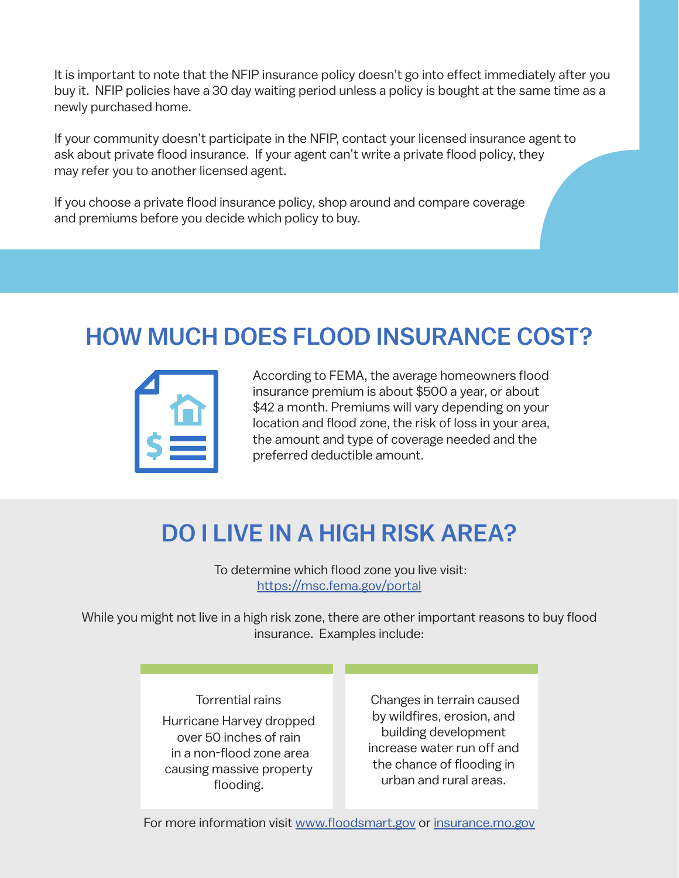It is important to note that the NFIP insurance policy doesn't go into effect immediately after you buy it. NFIP policies have a 30 day waiting period unless a policy is bought at the same time as a newly purchased home.

If your community doesn't participate in the NFIP, contact your licensed insurance agent to ask about private flood insurance. If your agent can't write a private flood policy, they may refer you to another licensed agent.

If you choose a private flood insurance policy, shop around and compare coverage and premiums before you decide which policy to buy.

## HOW MUCH DOES FLOOD INSURANCE COST?

According to FEMA, the average homeowners flood insurance premium is about $500 a year, or about $42 a month. Premiums will vary depending on your location and flood zone, the risk of loss in your area, the amount and type of coverage needed and the preferred deductible amount.

## DO I LIVE IN A HIGH RISK AREA?

To determine which flood zone you live visit:
[https://msc.fema.gov/portal](https://msc.fema.gov/portal)

While you might not live in a high risk zone, there are other important reasons to buy flood insurance. Examples include:

Torrential rains

Hurricane Harvey dropped over 50 inches of rain in a non-flood zone area causing massive property flooding.

Changes in terrain caused by wildfires, erosion, and building development increase water run off and the chance of flooding in urban and rural areas.

For more information visit [www.floodsmart.gov](www.floodsmart.gov) or [insurance.mo.gov](insurance.mo.gov)